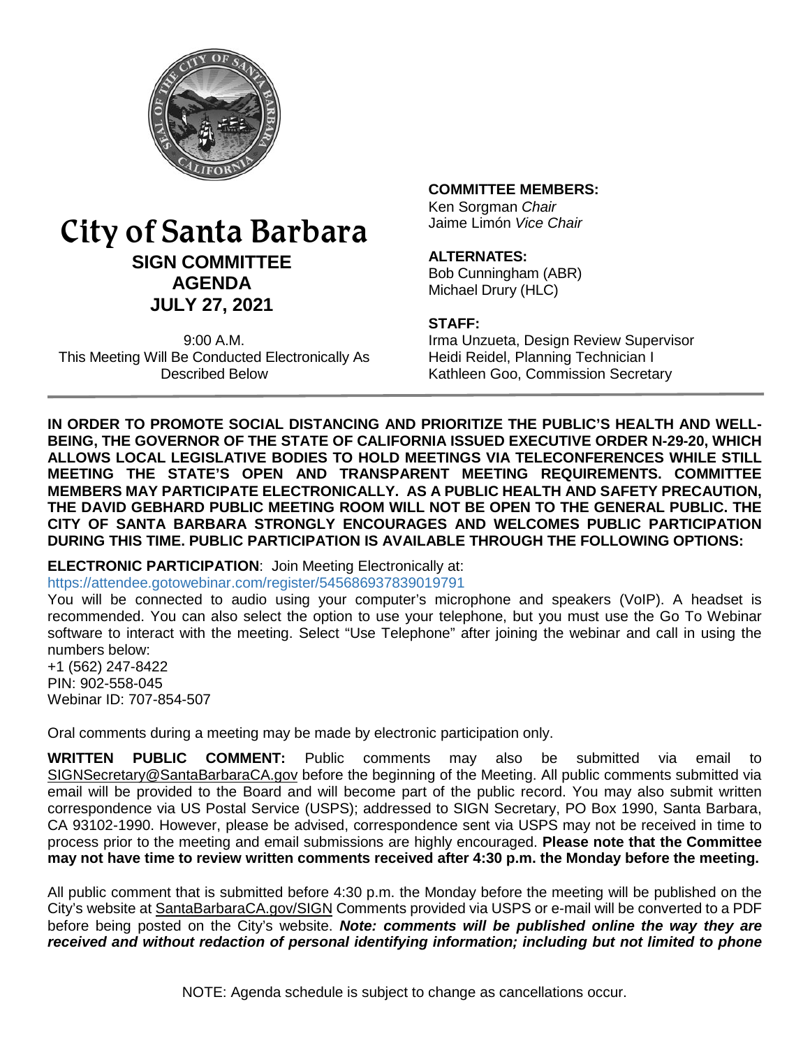# City of Santa Barbara

## SIGN COMMITTEE AGENDA

## JULY 27, 2021

9:00 A.M.
This Meeting Will Be Conducted Electronically As Described Below

**COMMITTEE MEMBERS:**
Ken Sorgman *Chair*
Jaime Limón *Vice Chair*

**ALTERNATES:**
Bob Cunningham (ABR)
Michael Drury (HLC)

**STAFF:**
Irma Unzueta, Design Review Supervisor
Heidi Reidel, Planning Technician I
Kathleen Goo, Commission Secretary

**IN ORDER TO PROMOTE SOCIAL DISTANCING AND PRIORITIZE THE PUBLIC'S HEALTH AND WELL-BEING, THE GOVERNOR OF THE STATE OF CALIFORNIA ISSUED EXECUTIVE ORDER N-29-20, WHICH ALLOWS LOCAL LEGISLATIVE BODIES TO HOLD MEETINGS VIA TELECONFERENCES WHILE STILL MEETING THE STATE'S OPEN AND TRANSPARENT MEETING REQUIREMENTS. COMMITTEE MEMBERS MAY PARTICIPATE ELECTRONICALLY. AS A PUBLIC HEALTH AND SAFETY PRECAUTION, THE DAVID GEBHARD PUBLIC MEETING ROOM WILL NOT BE OPEN TO THE GENERAL PUBLIC. THE CITY OF SANTA BARBARA STRONGLY ENCOURAGES AND WELCOMES PUBLIC PARTICIPATION DURING THIS TIME. PUBLIC PARTICIPATION IS AVAILABLE THROUGH THE FOLLOWING OPTIONS:**

**ELECTRONIC PARTICIPATION**: Join Meeting Electronically at:
https://attendee.gotowebinar.com/register/545686937839019791

You will be connected to audio using your computer's microphone and speakers (VoIP). A headset is recommended. You can also select the option to use your telephone, but you must use the Go To Webinar software to interact with the meeting. Select "Use Telephone" after joining the webinar and call in using the numbers below:
+1 (562) 247-8422
PIN: 902-558-045
Webinar ID: 707-854-507

Oral comments during a meeting may be made by electronic participation only.

**WRITTEN PUBLIC COMMENT:** Public comments may also be submitted via email to SIGNSecretary@SantaBarbaraCA.gov before the beginning of the Meeting. All public comments submitted via email will be provided to the Board and will become part of the public record. You may also submit written correspondence via US Postal Service (USPS); addressed to SIGN Secretary, PO Box 1990, Santa Barbara, CA 93102-1990. However, please be advised, correspondence sent via USPS may not be received in time to process prior to the meeting and email submissions are highly encouraged. **Please note that the Committee may not have time to review written comments received after 4:30 p.m. the Monday before the meeting.**

All public comment that is submitted before 4:30 p.m. the Monday before the meeting will be published on the City's website at SantaBarbaraCA.gov/SIGN Comments provided via USPS or e-mail will be converted to a PDF before being posted on the City's website. ***Note: comments will be published online the way they are received and without redaction of personal identifying information; including but not limited to phone***

NOTE: Agenda schedule is subject to change as cancellations occur.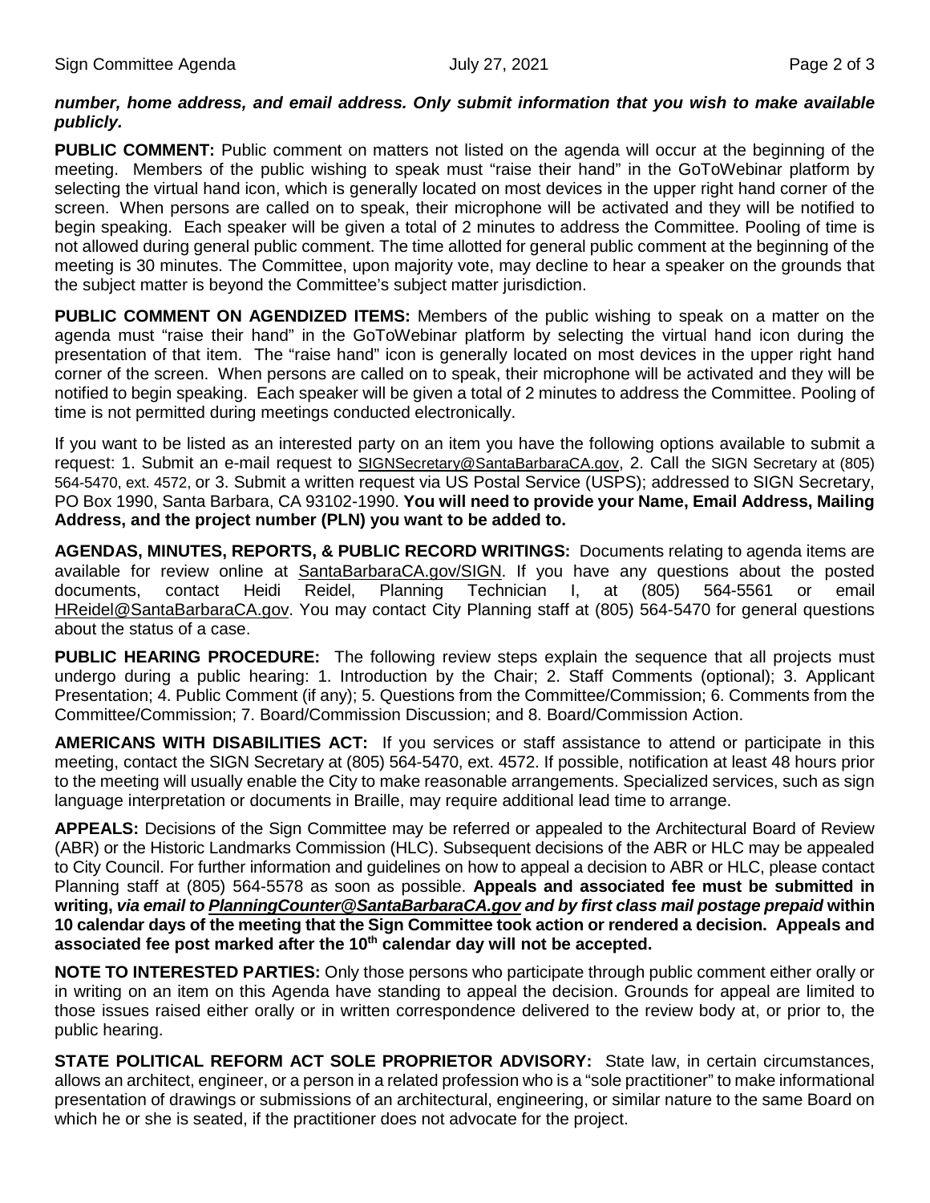***number, home address, and email address. Only submit information that you wish to make available publicly.***

**PUBLIC COMMENT:** Public comment on matters not listed on the agenda will occur at the beginning of the meeting. Members of the public wishing to speak must "raise their hand" in the GoToWebinar platform by selecting the virtual hand icon, which is generally located on most devices in the upper right hand corner of the screen. When persons are called on to speak, their microphone will be activated and they will be notified to begin speaking. Each speaker will be given a total of 2 minutes to address the Committee. Pooling of time is not allowed during general public comment. The time allotted for general public comment at the beginning of the meeting is 30 minutes. The Committee, upon majority vote, may decline to hear a speaker on the grounds that the subject matter is beyond the Committee's subject matter jurisdiction.

**PUBLIC COMMENT ON AGENDIZED ITEMS:** Members of the public wishing to speak on a matter on the agenda must "raise their hand" in the GoToWebinar platform by selecting the virtual hand icon during the presentation of that item. The "raise hand" icon is generally located on most devices in the upper right hand corner of the screen. When persons are called on to speak, their microphone will be activated and they will be notified to begin speaking. Each speaker will be given a total of 2 minutes to address the Committee. Pooling of time is not permitted during meetings conducted electronically.

If you want to be listed as an interested party on an item you have the following options available to submit a request: 1. Submit an e-mail request to SIGNSecretary@SantaBarbaraCA.gov, 2. Call the SIGN Secretary at (805) 564-5470, ext. 4572, or 3. Submit a written request via US Postal Service (USPS); addressed to SIGN Secretary, PO Box 1990, Santa Barbara, CA 93102-1990. **You will need to provide your Name, Email Address, Mailing Address, and the project number (PLN) you want to be added to.**

**AGENDAS, MINUTES, REPORTS, & PUBLIC RECORD WRITINGS:** Documents relating to agenda items are available for review online at SantaBarbaraCA.gov/SIGN. If you have any questions about the posted documents, contact Heidi Reidel, Planning Technician I, at (805) 564-5561 or email HReidel@SantaBarbaraCA.gov. You may contact City Planning staff at (805) 564-5470 for general questions about the status of a case.

**PUBLIC HEARING PROCEDURE:** The following review steps explain the sequence that all projects must undergo during a public hearing: 1. Introduction by the Chair; 2. Staff Comments (optional); 3. Applicant Presentation; 4. Public Comment (if any); 5. Questions from the Committee/Commission; 6. Comments from the Committee/Commission; 7. Board/Commission Discussion; and 8. Board/Commission Action.

**AMERICANS WITH DISABILITIES ACT:** If you services or staff assistance to attend or participate in this meeting, contact the SIGN Secretary at (805) 564-5470, ext. 4572. If possible, notification at least 48 hours prior to the meeting will usually enable the City to make reasonable arrangements. Specialized services, such as sign language interpretation or documents in Braille, may require additional lead time to arrange.

**APPEALS:** Decisions of the Sign Committee may be referred or appealed to the Architectural Board of Review (ABR) or the Historic Landmarks Commission (HLC). Subsequent decisions of the ABR or HLC may be appealed to City Council. For further information and guidelines on how to appeal a decision to ABR or HLC, please contact Planning staff at (805) 564-5578 as soon as possible. **Appeals and associated fee must be submitted in writing, *via email to PlanningCounter@SantaBarbaraCA.gov and by first class mail postage prepaid* within 10 calendar days of the meeting that the Sign Committee took action or rendered a decision. Appeals and associated fee post marked after the 10th calendar day will not be accepted.**

**NOTE TO INTERESTED PARTIES:** Only those persons who participate through public comment either orally or in writing on an item on this Agenda have standing to appeal the decision. Grounds for appeal are limited to those issues raised either orally or in written correspondence delivered to the review body at, or prior to, the public hearing.

**STATE POLITICAL REFORM ACT SOLE PROPRIETOR ADVISORY:** State law, in certain circumstances, allows an architect, engineer, or a person in a related profession who is a "sole practitioner" to make informational presentation of drawings or submissions of an architectural, engineering, or similar nature to the same Board on which he or she is seated, if the practitioner does not advocate for the project.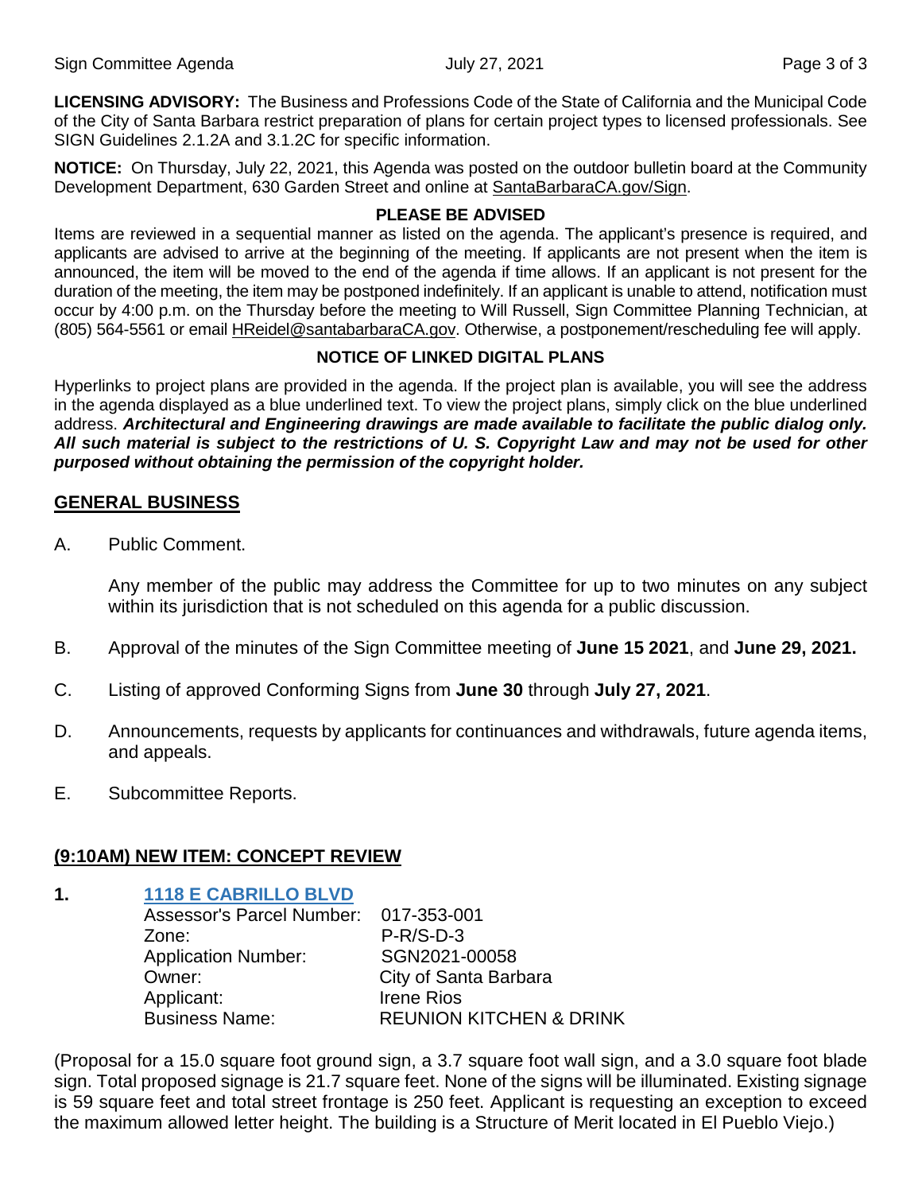**LICENSING ADVISORY:** The Business and Professions Code of the State of California and the Municipal Code of the City of Santa Barbara restrict preparation of plans for certain project types to licensed professionals. See SIGN Guidelines 2.1.2A and 3.1.2C for specific information.

**NOTICE:** On Thursday, July 22, 2021, this Agenda was posted on the outdoor bulletin board at the Community Development Department, 630 Garden Street and online at SantaBarbaraCA.gov/Sign.

**PLEASE BE ADVISED**

Items are reviewed in a sequential manner as listed on the agenda. The applicant's presence is required, and applicants are advised to arrive at the beginning of the meeting. If applicants are not present when the item is announced, the item will be moved to the end of the agenda if time allows. If an applicant is not present for the duration of the meeting, the item may be postponed indefinitely. If an applicant is unable to attend, notification must occur by 4:00 p.m. on the Thursday before the meeting to Will Russell, Sign Committee Planning Technician, at (805) 564-5561 or email HReidel@santabarbaraCA.gov. Otherwise, a postponement/rescheduling fee will apply.

**NOTICE OF LINKED DIGITAL PLANS**

Hyperlinks to project plans are provided in the agenda. If the project plan is available, you will see the address in the agenda displayed as a blue underlined text. To view the project plans, simply click on the blue underlined address. ***Architectural and Engineering drawings are made available to facilitate the public dialog only. All such material is subject to the restrictions of U. S. Copyright Law and may not be used for other purposed without obtaining the permission of the copyright holder.***

## GENERAL BUSINESS

A. Public Comment.

Any member of the public may address the Committee for up to two minutes on any subject within its jurisdiction that is not scheduled on this agenda for a public discussion.

B. Approval of the minutes of the Sign Committee meeting of **June 15 2021**, and **June 29, 2021.**

C. Listing of approved Conforming Signs from **June 30** through **July 27, 2021**.

D. Announcements, requests by applicants for continuances and withdrawals, future agenda items, and appeals.

E. Subcommittee Reports.

## (9:10AM) NEW ITEM: CONCEPT REVIEW

**1. 1118 E CABRILLO BLVD**

| | |
|---|---|
| Assessor's Parcel Number: | 017-353-001 |
| Zone: | P-R/S-D-3 |
| Application Number: | SGN2021-00058 |
| Owner: | City of Santa Barbara |
| Applicant: | Irene Rios |
| Business Name: | REUNION KITCHEN & DRINK |

(Proposal for a 15.0 square foot ground sign, a 3.7 square foot wall sign, and a 3.0 square foot blade sign. Total proposed signage is 21.7 square feet. None of the signs will be illuminated. Existing signage is 59 square feet and total street frontage is 250 feet. Applicant is requesting an exception to exceed the maximum allowed letter height. The building is a Structure of Merit located in El Pueblo Viejo.)